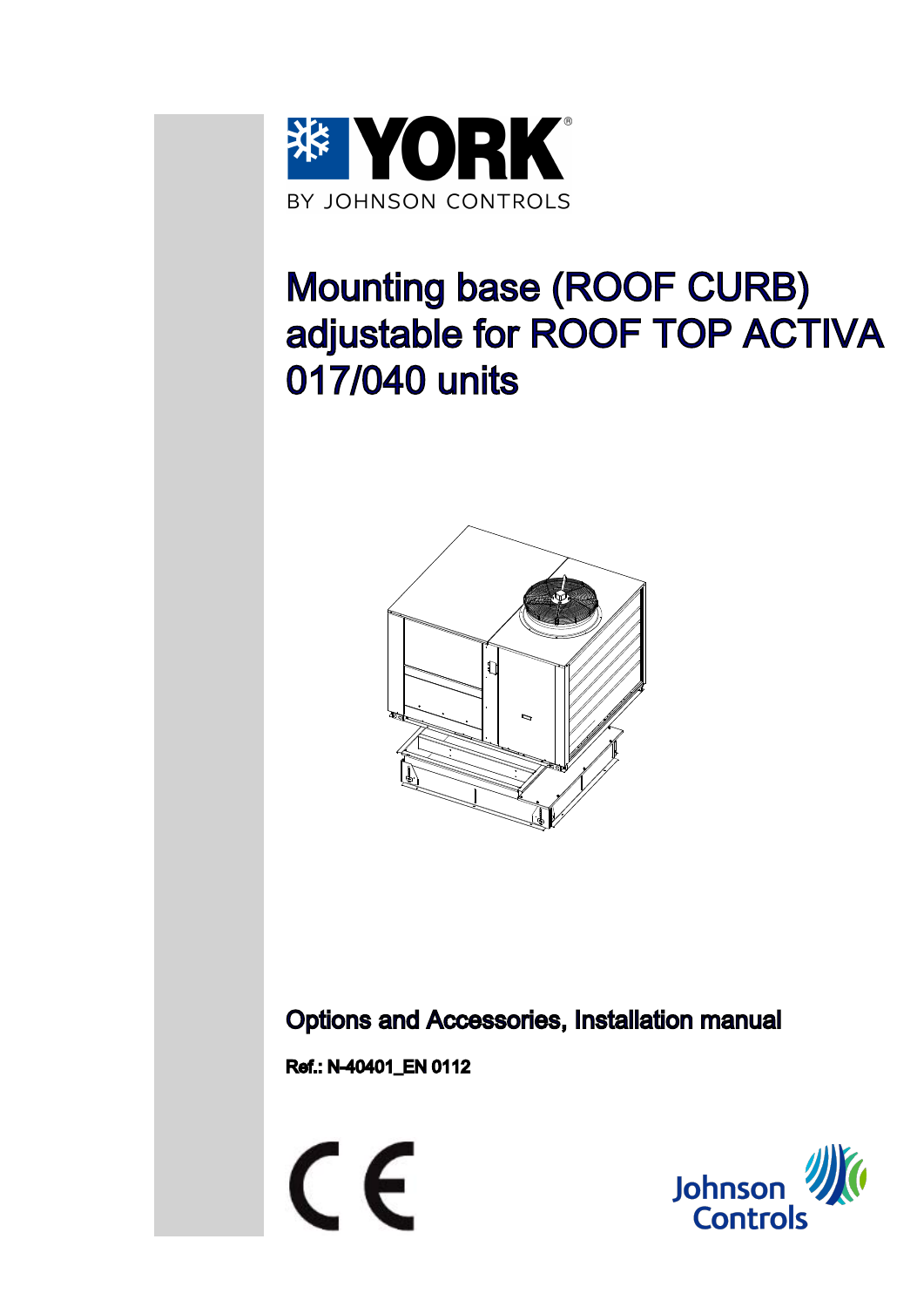YORK

BY JOHNSON CONTROLS

# Mounting base (ROOF CURB) adjustable for ROOF TOP ACTIVA 017/040 units

**Options and Accessories, Installation manual**

**Ref.: N-40401_EN 0112**

Johnson Controls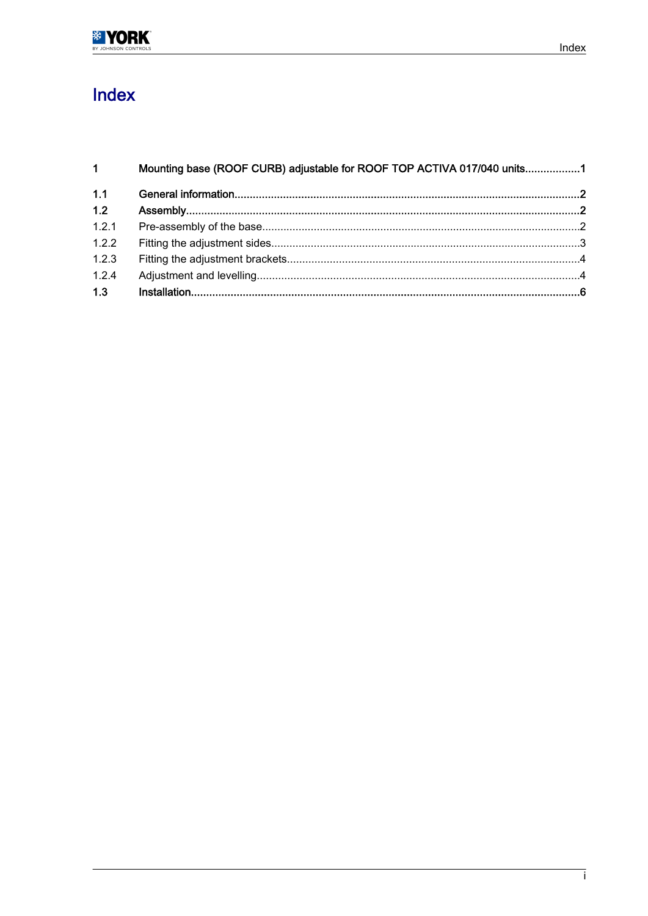# Index

| | | |
|---|---|---|
| **1** | **Mounting base (ROOF CURB) adjustable for ROOF TOP ACTIVA 017/040 units** | **1** |
| **1.1** | **General information** | **2** |
| **1.2** | **Assembly** | **2** |
| 1.2.1 | Pre-assembly of the base | 2 |
| 1.2.2 | Fitting the adjustment sides | 3 |
| 1.2.3 | Fitting the adjustment brackets | 4 |
| 1.2.4 | Adjustment and levelling | 4 |
| **1.3** | **Installation** | **6** |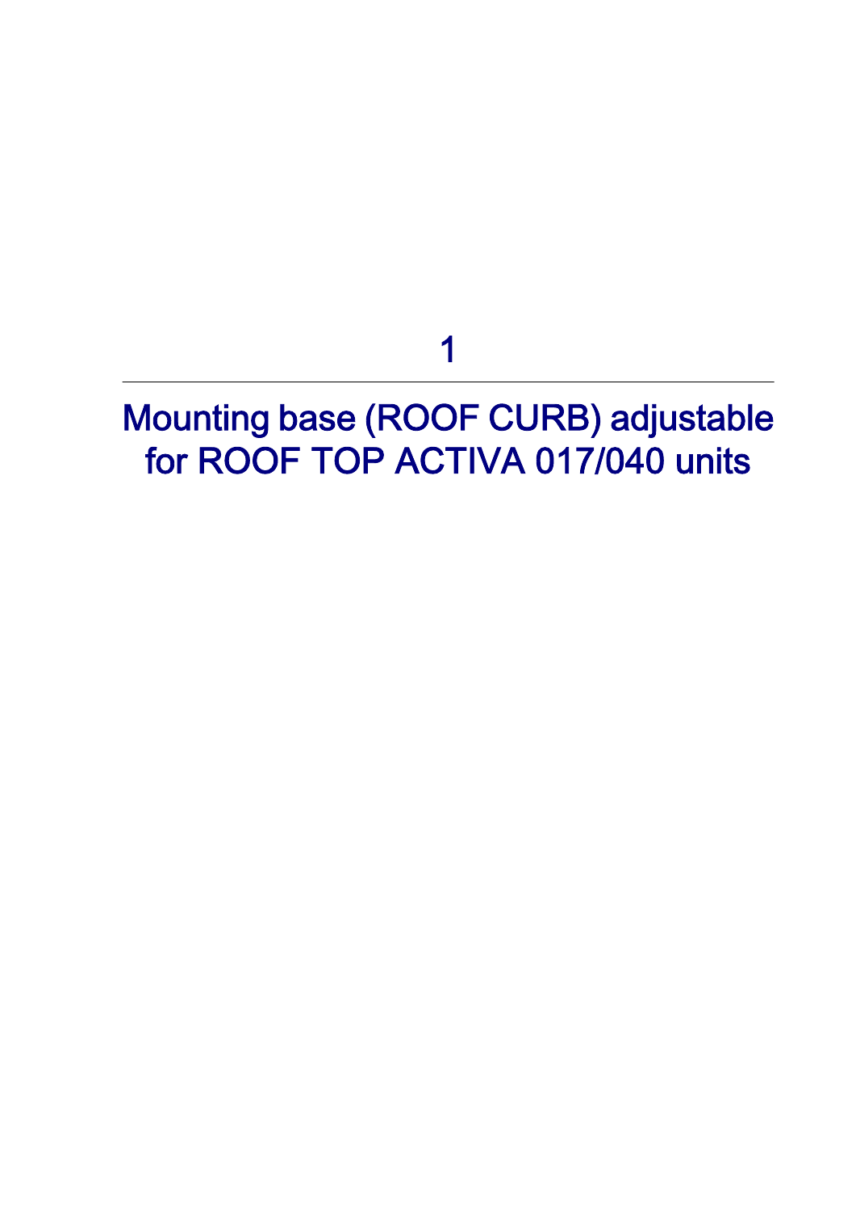# 1

# Mounting base (ROOF CURB) adjustable for ROOF TOP ACTIVA 017/040 units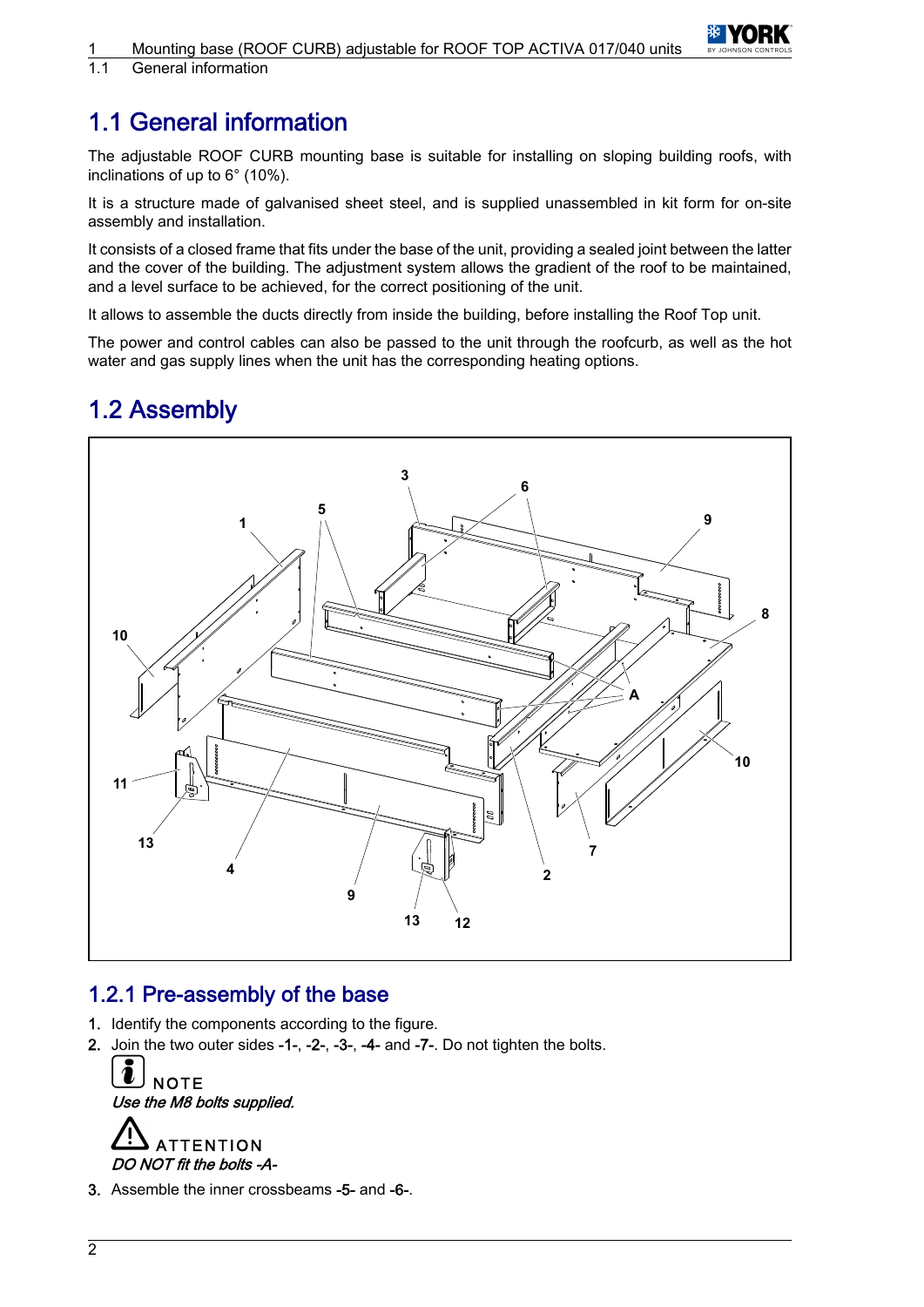# 1.1 General information

The adjustable ROOF CURB mounting base is suitable for installing on sloping building roofs, with inclinations of up to 6° (10%).

It is a structure made of galvanised sheet steel, and is supplied unassembled in kit form for on-site assembly and installation.

It consists of a closed frame that fits under the base of the unit, providing a sealed joint between the latter and the cover of the building. The adjustment system allows the gradient of the roof to be maintained, and a level surface to be achieved, for the correct positioning of the unit.

It allows to assemble the ducts directly from inside the building, before installing the Roof Top unit.

The power and control cables can also be passed to the unit through the roofcurb, as well as the hot water and gas supply lines when the unit has the corresponding heating options.

# 1.2 Assembly

## 1.2.1 Pre-assembly of the base

1. Identify the components according to the figure.
2. Join the two outer sides **-1-**, **-2-**, **-3-**, **-4-** and **-7-**. Do not tighten the bolts.

   **NOTE**

   *Use the M8 bolts supplied.*

   **ATTENTION**

   *DO NOT fit the bolts -A-*

3. Assemble the inner crossbeams **-5-** and **-6-**.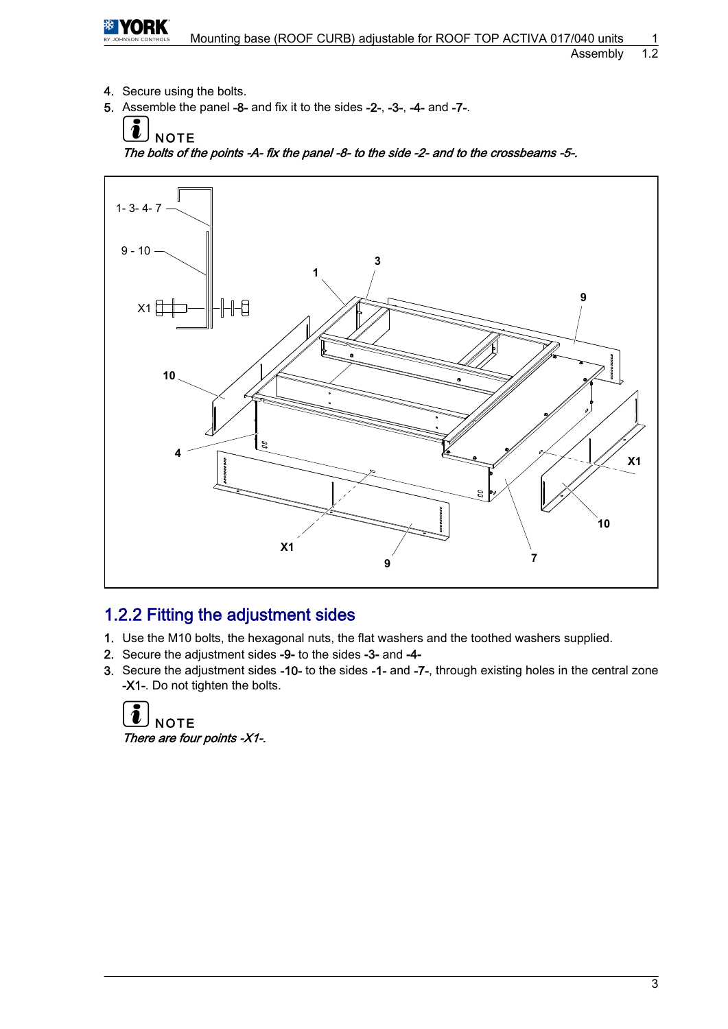4. Secure using the bolts.
5. Assemble the panel -8- and fix it to the sides -2-, -3-, -4- and -7-.

**NOTE**

*The bolts of the points -A- fix the panel -8- to the side -2- and to the crossbeams -5-.*

## 1.2.2 Fitting the adjustment sides

1. Use the M10 bolts, the hexagonal nuts, the flat washers and the toothed washers supplied.
2. Secure the adjustment sides -9- to the sides -3- and -4-
3. Secure the adjustment sides -10- to the sides -1- and -7-, through existing holes in the central zone -X1-. Do not tighten the bolts.

**NOTE**

*There are four points -X1-.*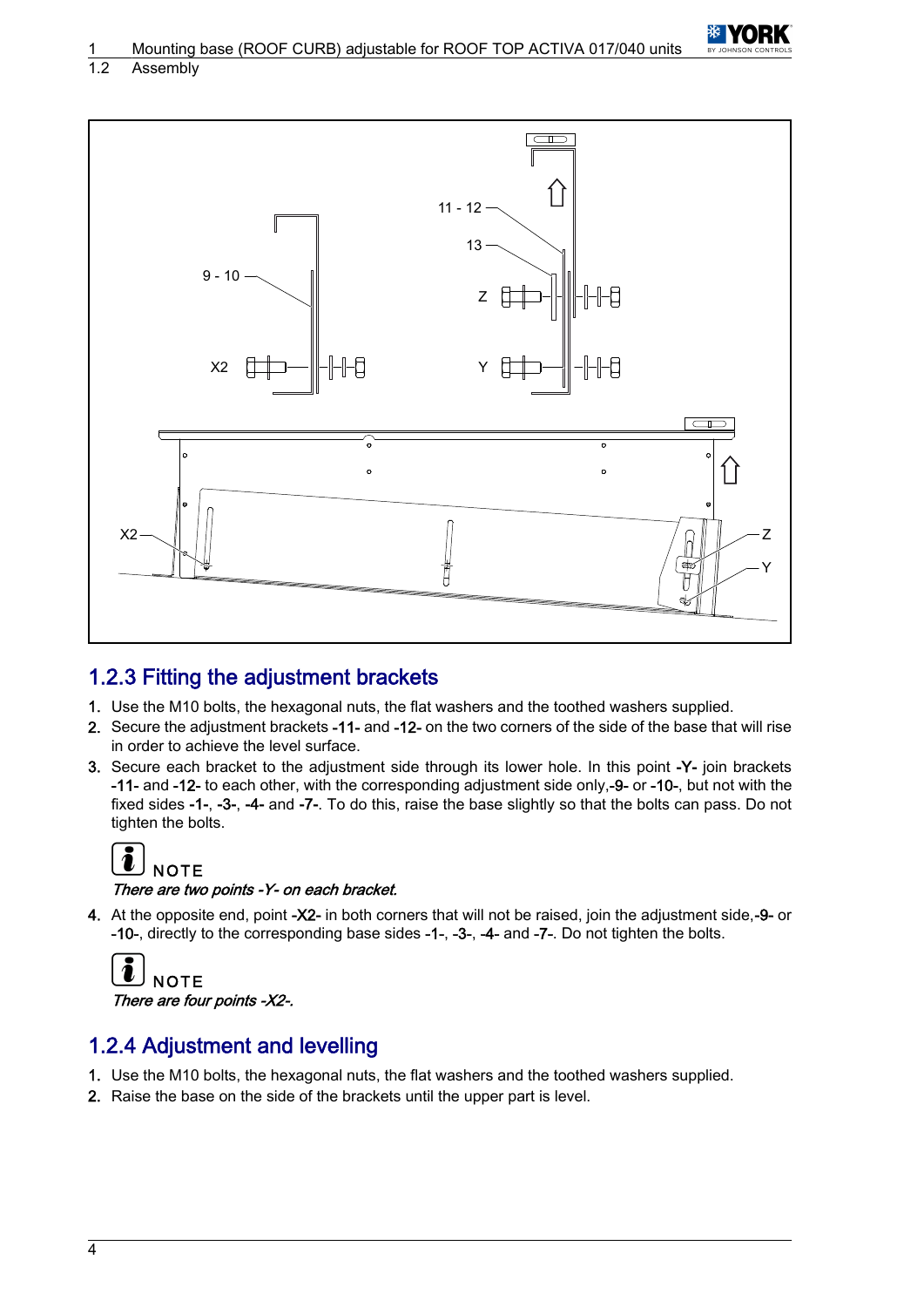## 1.2.3 Fitting the adjustment brackets

1. Use the M10 bolts, the hexagonal nuts, the flat washers and the toothed washers supplied.
2. Secure the adjustment brackets **-11-** and **-12-** on the two corners of the side of the base that will rise in order to achieve the level surface.
3. Secure each bracket to the adjustment side through its lower hole. In this point **-Y-** join brackets **-11-** and **-12-** to each other, with the corresponding adjustment side only,**-9-** or **-10-**, but not with the fixed sides **-1-**, **-3-**, **-4-** and **-7-**. To do this, raise the base slightly so that the bolts can pass. Do not tighten the bolts.

NOTE

*There are two points -Y- on each bracket.*

4. At the opposite end, point **-X2-** in both corners that will not be raised, join the adjustment side,**-9-** or **-10-**, directly to the corresponding base sides **-1-**, **-3-**, **-4-** and **-7-**. Do not tighten the bolts.

NOTE

*There are four points -X2-.*

## 1.2.4 Adjustment and levelling

1. Use the M10 bolts, the hexagonal nuts, the flat washers and the toothed washers supplied.
2. Raise the base on the side of the brackets until the upper part is level.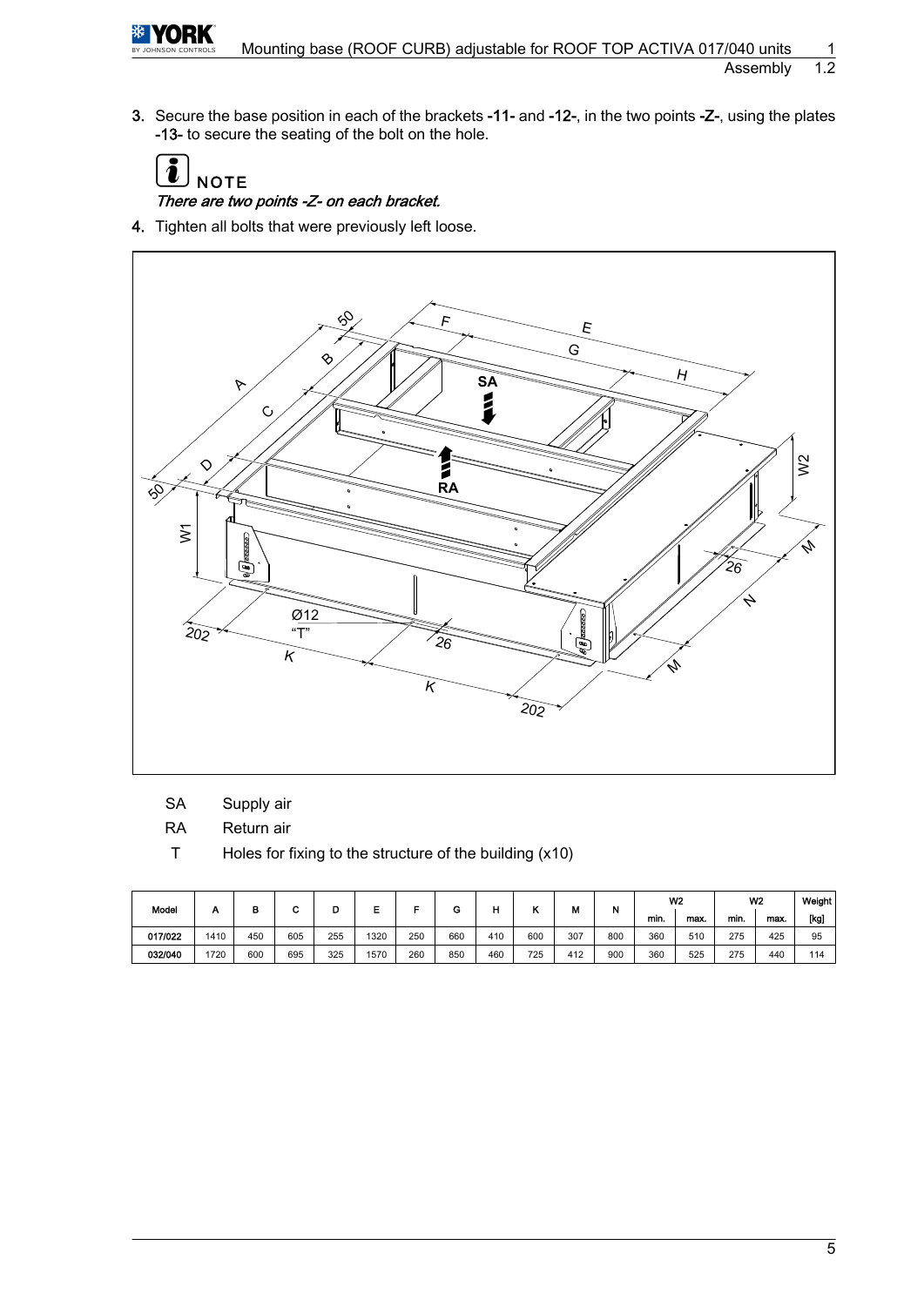3. Secure the base position in each of the brackets **-11-** and **-12-**, in the two points **-Z-**, using the plates **-13-** to secure the seating of the bolt on the hole.

**NOTE**

*There are two points -Z- on each bracket.*

4. Tighten all bolts that were previously left loose.

SA Supply air

RA Return air

T Holes for fixing to the structure of the building (x10)

| Model | A | B | C | D | E | F | G | H | K | M | N | W2 | | W2 | | Weight |
|---|---|---|---|---|---|---|---|---|---|---|---|---|---|---|---|---|
| | | | | | | | | | | | | min. | max. | min. | max. | [kg] |
| 017/022 | 1410 | 450 | 605 | 255 | 1320 | 250 | 660 | 410 | 600 | 307 | 800 | 360 | 510 | 275 | 425 | 95 |
| 032/040 | 1720 | 600 | 695 | 325 | 1570 | 260 | 850 | 460 | 725 | 412 | 900 | 360 | 525 | 275 | 440 | 114 |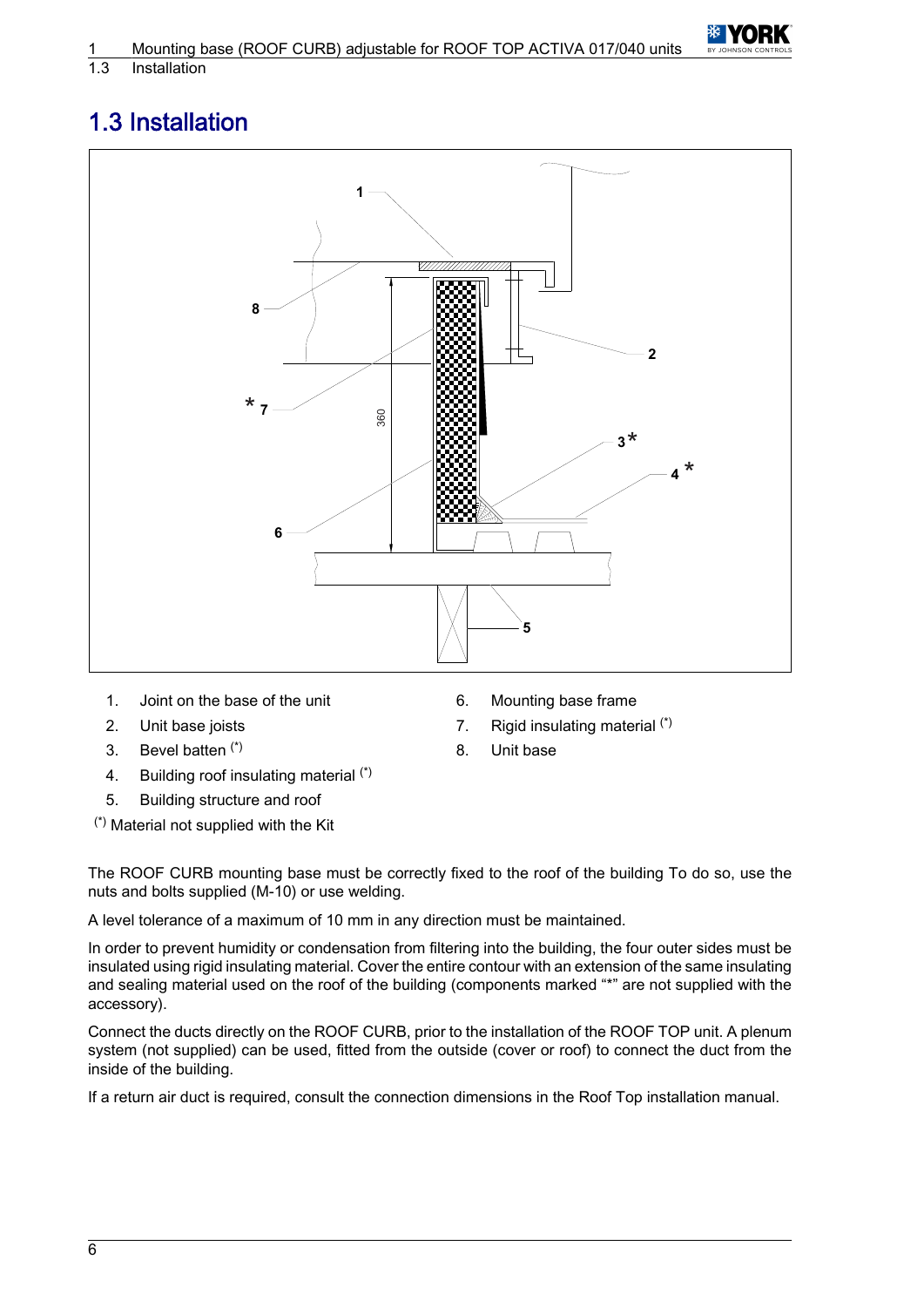# 1.3 Installation

1. Joint on the base of the unit
2. Unit base joists
3. Bevel batten (*)
4. Building roof insulating material (*)
5. Building structure and roof
6. Mounting base frame
7. Rigid insulating material (*)
8. Unit base

(*) Material not supplied with the Kit

The ROOF CURB mounting base must be correctly fixed to the roof of the building To do so, use the nuts and bolts supplied (M-10) or use welding.

A level tolerance of a maximum of 10 mm in any direction must be maintained.

In order to prevent humidity or condensation from filtering into the building, the four outer sides must be insulated using rigid insulating material. Cover the entire contour with an extension of the same insulating and sealing material used on the roof of the building (components marked "*" are not supplied with the accessory).

Connect the ducts directly on the ROOF CURB, prior to the installation of the ROOF TOP unit. A plenum system (not supplied) can be used, fitted from the outside (cover or roof) to connect the duct from the inside of the building.

If a return air duct is required, consult the connection dimensions in the Roof Top installation manual.